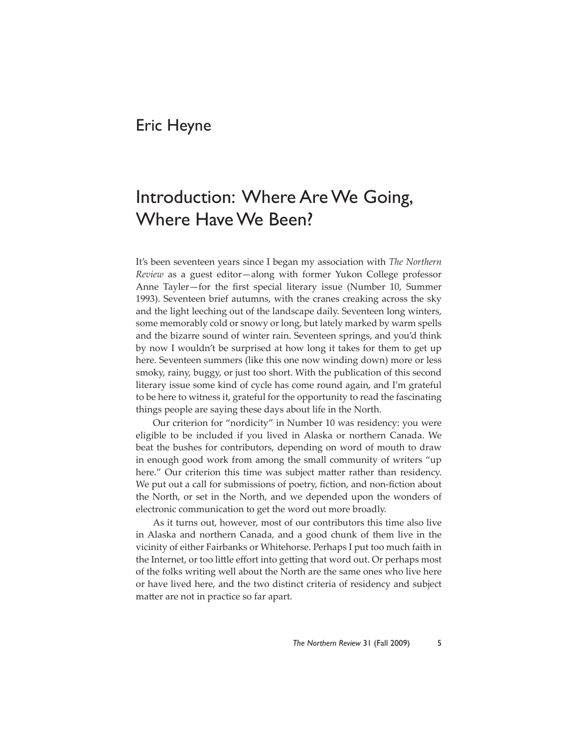Eric Heyne

# Introduction: Where Are We Going, Where Have We Been?

It's been seventeen years since I began my association with *The Northern Review* as a guest editor—along with former Yukon College professor Anne Tayler—for the first special literary issue (Number 10, Summer 1993). Seventeen brief autumns, with the cranes creaking across the sky and the light leeching out of the landscape daily. Seventeen long winters, some memorably cold or snowy or long, but lately marked by warm spells and the bizarre sound of winter rain. Seventeen springs, and you'd think by now I wouldn't be surprised at how long it takes for them to get up here. Seventeen summers (like this one now winding down) more or less smoky, rainy, buggy, or just too short. With the publication of this second literary issue some kind of cycle has come round again, and I'm grateful to be here to witness it, grateful for the opportunity to read the fascinating things people are saying these days about life in the North.

Our criterion for "nordicity" in Number 10 was residency: you were eligible to be included if you lived in Alaska or northern Canada. We beat the bushes for contributors, depending on word of mouth to draw in enough good work from among the small community of writers "up here." Our criterion this time was subject matter rather than residency. We put out a call for submissions of poetry, fiction, and non-fiction about the North, or set in the North, and we depended upon the wonders of electronic communication to get the word out more broadly.

As it turns out, however, most of our contributors this time also live in Alaska and northern Canada, and a good chunk of them live in the vicinity of either Fairbanks or Whitehorse. Perhaps I put too much faith in the Internet, or too little effort into getting that word out. Or perhaps most of the folks writing well about the North are the same ones who live here or have lived here, and the two distinct criteria of residency and subject matter are not in practice so far apart.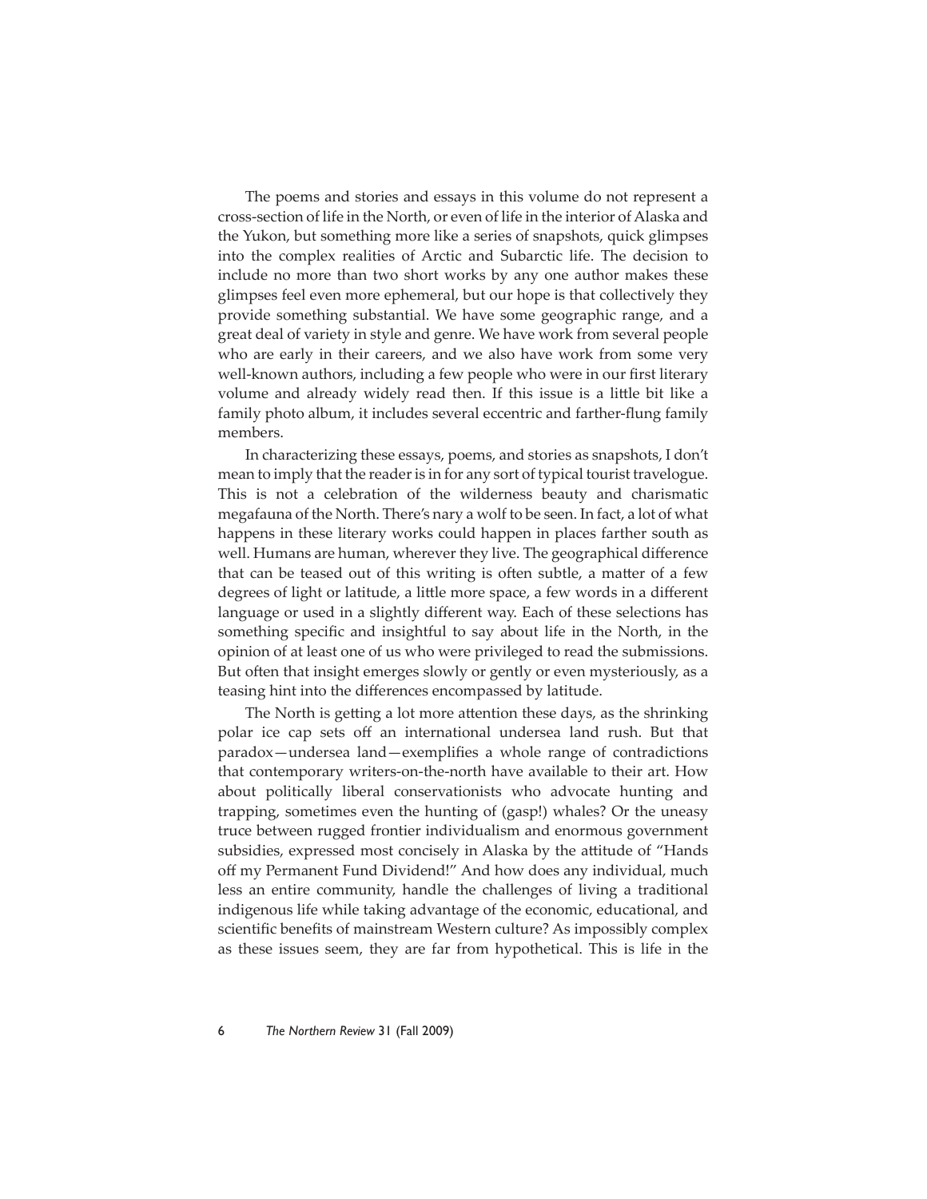The poems and stories and essays in this volume do not represent a cross-section of life in the North, or even of life in the interior of Alaska and the Yukon, but something more like a series of snapshots, quick glimpses into the complex realities of Arctic and Subarctic life. The decision to include no more than two short works by any one author makes these glimpses feel even more ephemeral, but our hope is that collectively they provide something substantial. We have some geographic range, and a great deal of variety in style and genre. We have work from several people who are early in their careers, and we also have work from some very well-known authors, including a few people who were in our first literary volume and already widely read then. If this issue is a little bit like a family photo album, it includes several eccentric and farther-flung family members.

In characterizing these essays, poems, and stories as snapshots, I don't mean to imply that the reader is in for any sort of typical tourist travelogue. This is not a celebration of the wilderness beauty and charismatic megafauna of the North. There's nary a wolf to be seen. In fact, a lot of what happens in these literary works could happen in places farther south as well. Humans are human, wherever they live. The geographical difference that can be teased out of this writing is often subtle, a matter of a few degrees of light or latitude, a little more space, a few words in a different language or used in a slightly different way. Each of these selections has something specific and insightful to say about life in the North, in the opinion of at least one of us who were privileged to read the submissions. But often that insight emerges slowly or gently or even mysteriously, as a teasing hint into the differences encompassed by latitude.

The North is getting a lot more attention these days, as the shrinking polar ice cap sets off an international undersea land rush. But that paradox—undersea land—exemplifies a whole range of contradictions that contemporary writers-on-the-north have available to their art. How about politically liberal conservationists who advocate hunting and trapping, sometimes even the hunting of (gasp!) whales? Or the uneasy truce between rugged frontier individualism and enormous government subsidies, expressed most concisely in Alaska by the attitude of "Hands off my Permanent Fund Dividend!" And how does any individual, much less an entire community, handle the challenges of living a traditional indigenous life while taking advantage of the economic, educational, and scientific benefits of mainstream Western culture? As impossibly complex as these issues seem, they are far from hypothetical. This is life in the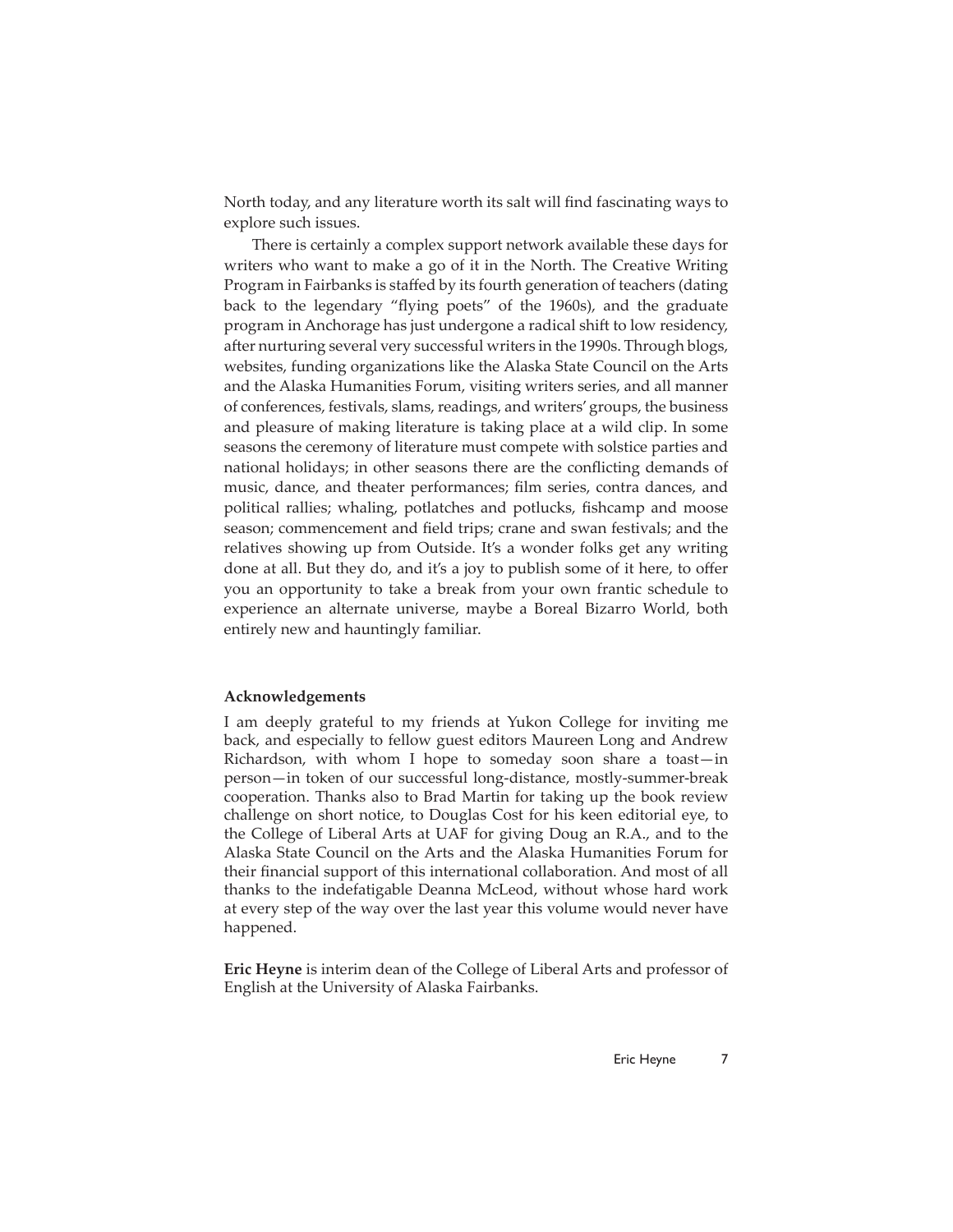North today, and any literature worth its salt will find fascinating ways to explore such issues.

There is certainly a complex support network available these days for writers who want to make a go of it in the North. The Creative Writing Program in Fairbanks is staffed by its fourth generation of teachers (dating back to the legendary "flying poets" of the 1960s), and the graduate program in Anchorage has just undergone a radical shift to low residency, after nurturing several very successful writers in the 1990s. Through blogs, websites, funding organizations like the Alaska State Council on the Arts and the Alaska Humanities Forum, visiting writers series, and all manner of conferences, festivals, slams, readings, and writers' groups, the business and pleasure of making literature is taking place at a wild clip. In some seasons the ceremony of literature must compete with solstice parties and national holidays; in other seasons there are the conflicting demands of music, dance, and theater performances; film series, contra dances, and political rallies; whaling, potlatches and potlucks, fishcamp and moose season; commencement and field trips; crane and swan festivals; and the relatives showing up from Outside. It's a wonder folks get any writing done at all. But they do, and it's a joy to publish some of it here, to offer you an opportunity to take a break from your own frantic schedule to experience an alternate universe, maybe a Boreal Bizarro World, both entirely new and hauntingly familiar.

**Acknowledgements**

I am deeply grateful to my friends at Yukon College for inviting me back, and especially to fellow guest editors Maureen Long and Andrew Richardson, with whom I hope to someday soon share a toast—in person—in token of our successful long-distance, mostly-summer-break cooperation. Thanks also to Brad Martin for taking up the book review challenge on short notice, to Douglas Cost for his keen editorial eye, to the College of Liberal Arts at UAF for giving Doug an R.A., and to the Alaska State Council on the Arts and the Alaska Humanities Forum for their financial support of this international collaboration. And most of all thanks to the indefatigable Deanna McLeod, without whose hard work at every step of the way over the last year this volume would never have happened.

**Eric Heyne** is interim dean of the College of Liberal Arts and professor of English at the University of Alaska Fairbanks.